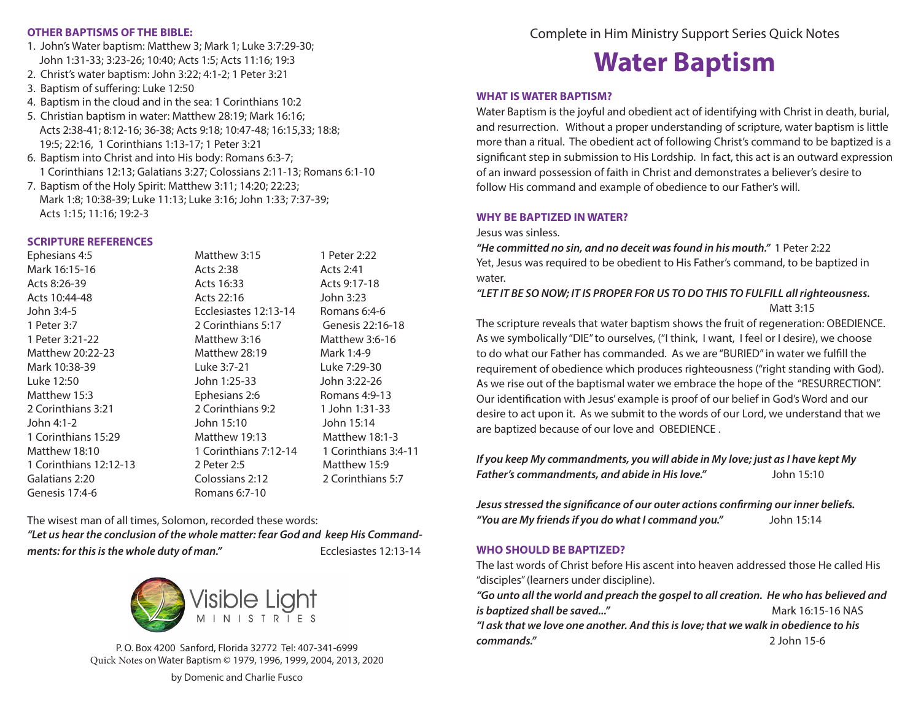## OTHER BAPTISMS OF THE BIBLE:

1. John's Water baptism: Matthew 3; Mark 1; Luke 3:7:29-30; John 1:31-33; 3:23-26; 10:40; Acts 1:5; Acts 11:16; 19:3
2. Christ's water baptism: John 3:22; 4:1-2; 1 Peter 3:21
3. Baptism of suffering: Luke 12:50
4. Baptism in the cloud and in the sea: 1 Corinthians 10:2
5. Christian baptism in water: Matthew 28:19; Mark 16:16; Acts 2:38-41; 8:12-16; 36-38; Acts 9:18; 10:47-48; 16:15,33; 18:8; 19:5; 22:16, 1 Corinthians 1:13-17; 1 Peter 3:21
6. Baptism into Christ and into His body: Romans 6:3-7; 1 Corinthians 12:13; Galatians 3:27; Colossians 2:11-13; Romans 6:1-10
7. Baptism of the Holy Spirit: Matthew 3:11; 14:20; 22:23; Mark 1:8; 10:38-39; Luke 11:13; Luke 3:16; John 1:33; 7:37-39; Acts 1:15; 11:16; 19:2-3

## SCRIPTURE REFERENCES

| | | |
|---|---|---|
| Ephesians 4:5 | Matthew 3:15 | 1 Peter 2:22 |
| Mark 16:15-16 | Acts 2:38 | Acts 2:41 |
| Acts 8:26-39 | Acts 16:33 | Acts 9:17-18 |
| Acts 10:44-48 | Acts 22:16 | John 3:23 |
| John 3:4-5 | Ecclesiastes 12:13-14 | Romans 6:4-6 |
| 1 Peter 3:7 | 2 Corinthians 5:17 | Genesis 22:16-18 |
| 1 Peter 3:21-22 | Matthew 3:16 | Matthew 3:6-16 |
| Matthew 20:22-23 | Matthew 28:19 | Mark 1:4-9 |
| Mark 10:38-39 | Luke 3:7-21 | Luke 7:29-30 |
| Luke 12:50 | John 1:25-33 | John 3:22-26 |
| Matthew 15:3 | Ephesians 2:6 | Romans 4:9-13 |
| 2 Corinthians 3:21 | 2 Corinthians 9:2 | 1 John 1:31-33 |
| John 4:1-2 | John 15:10 | John 15:14 |
| 1 Corinthians 15:29 | Matthew 19:13 | Matthew 18:1-3 |
| Matthew 18:10 | 1 Corinthians 7:12-14 | 1 Corinthians 3:4-11 |
| 1 Corinthians 12:12-13 | 2 Peter 2:5 | Matthew 15:9 |
| Galatians 2:20 | Colossians 2:12 | 2 Corinthians 5:7 |
| Genesis 17:4-6 | Romans 6:7-10 | |

The wisest man of all times, Solomon, recorded these words:
***"Let us hear the conclusion of the whole matter: fear God and keep His Commandments: for this is the whole duty of man."*** Ecclesiastes 12:13-14

Visible Light MINISTRIES

P. O. Box 4200 Sanford, Florida 32772 Tel: 407-341-6999
Quick Notes on Water Baptism © 1979, 1996, 1999, 2004, 2013, 2020

by Domenic and Charlie Fusco

Complete in Him Ministry Support Series Quick Notes

# Water Baptism

## WHAT IS WATER BAPTISM?

Water Baptism is the joyful and obedient act of identifying with Christ in death, burial, and resurrection. Without a proper understanding of scripture, water baptism is little more than a ritual. The obedient act of following Christ's command to be baptized is a significant step in submission to His Lordship. In fact, this act is an outward expression of an inward possession of faith in Christ and demonstrates a believer's desire to follow His command and example of obedience to our Father's will.

## WHY BE BAPTIZED IN WATER?

Jesus was sinless.
***"He committed no sin, and no deceit was found in his mouth."*** 1 Peter 2:22
Yet, Jesus was required to be obedient to His Father's command, to be baptized in water.
***"LET IT BE SO NOW; IT IS PROPER FOR US TO DO THIS TO FULFILL all righteousness.*** Matt 3:15

The scripture reveals that water baptism shows the fruit of regeneration: OBEDIENCE. As we symbolically "DIE" to ourselves, ("I think, I want, I feel or I desire), we choose to do what our Father has commanded. As we are "BURIED" in water we fulfill the requirement of obedience which produces righteousness ("right standing with God). As we rise out of the baptismal water we embrace the hope of the "RESURRECTION". Our identification with Jesus' example is proof of our belief in God's Word and our desire to act upon it. As we submit to the words of our Lord, we understand that we are baptized because of our love and OBEDIENCE .

***If you keep My commandments, you will abide in My love; just as I have kept My Father's commandments, and abide in His love."*** John 15:10

***Jesus stressed the significance of our outer actions confirming our inner beliefs.***
***"You are My friends if you do what I command you."*** John 15:14

## WHO SHOULD BE BAPTIZED?

The last words of Christ before His ascent into heaven addressed those He called His "disciples" (learners under discipline).
***"Go unto all the world and preach the gospel to all creation. He who has believed and is baptized shall be saved..."*** Mark 16:15-16 NAS
***"I ask that we love one another. And this is love; that we walk in obedience to his commands."*** 2 John 15-6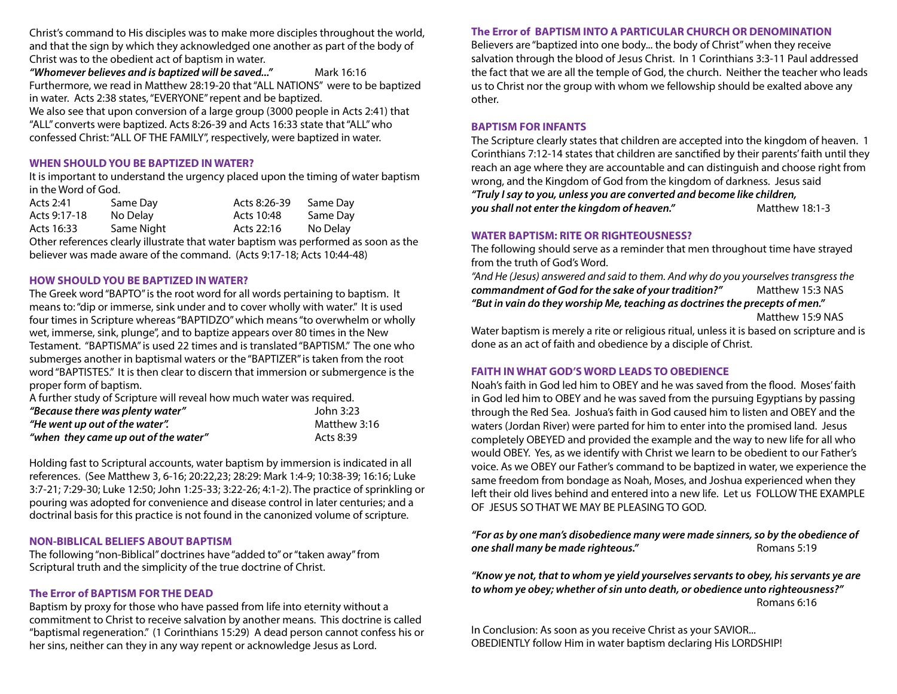Christ's command to His disciples was to make more disciples throughout the world, and that the sign by which they acknowledged one another as part of the body of Christ was to the obedient act of baptism in water.

***"Whomever believes and is baptized will be saved..."*** Mark 16:16

Furthermore, we read in Matthew 28:19-20 that "ALL NATIONS" were to be baptized in water. Acts 2:38 states, "EVERYONE" repent and be baptized.

We also see that upon conversion of a large group (3000 people in Acts 2:41) that "ALL" converts were baptized. Acts 8:26-39 and Acts 16:33 state that "ALL" who confessed Christ: "ALL OF THE FAMILY", respectively, were baptized in water.

### WHEN SHOULD YOU BE BAPTIZED IN WATER?

It is important to understand the urgency placed upon the timing of water baptism in the Word of God.

| | | | |
|---|---|---|---|
| Acts 2:41 | Same Day | Acts 8:26-39 | Same Day |
| Acts 9:17-18 | No Delay | Acts 10:48 | Same Day |
| Acts 16:33 | Same Night | Acts 22:16 | No Delay |

Other references clearly illustrate that water baptism was performed as soon as the believer was made aware of the command. (Acts 9:17-18; Acts 10:44-48)

### HOW SHOULD YOU BE BAPTIZED IN WATER?

The Greek word "BAPTO" is the root word for all words pertaining to baptism. It means to: "dip or immerse, sink under and to cover wholly with water." It is used four times in Scripture whereas "BAPTIDZO" which means "to overwhelm or wholly wet, immerse, sink, plunge", and to baptize appears over 80 times in the New Testament. "BAPTISMA" is used 22 times and is translated "BAPTISM." The one who submerges another in baptismal waters or the "BAPTIZER" is taken from the root word "BAPTISTES." It is then clear to discern that immersion or submergence is the proper form of baptism.

A further study of Scripture will reveal how much water was required.

***"Because there was plenty water"*** John 3:23
***"He went up out of the water".*** Matthew 3:16
***"when they came up out of the water"*** Acts 8:39

Holding fast to Scriptural accounts, water baptism by immersion is indicated in all references. (See Matthew 3, 6-16; 20:22,23; 28:29: Mark 1:4-9; 10:38-39; 16:16; Luke 3:7-21; 7:29-30; Luke 12:50; John 1:25-33; 3:22-26; 4:1-2). The practice of sprinkling or pouring was adopted for convenience and disease control in later centuries; and a doctrinal basis for this practice is not found in the canonized volume of scripture.

### NON-BIBLICAL BELIEFS ABOUT BAPTISM

The following "non-Biblical" doctrines have "added to" or "taken away" from Scriptural truth and the simplicity of the true doctrine of Christ.

#### The Error of BAPTISM FOR THE DEAD

Baptism by proxy for those who have passed from life into eternity without a commitment to Christ to receive salvation by another means. This doctrine is called "baptismal regeneration." (1 Corinthians 15:29) A dead person cannot confess his or her sins, neither can they in any way repent or acknowledge Jesus as Lord.

#### The Error of BAPTISM INTO A PARTICULAR CHURCH OR DENOMINATION

Believers are "baptized into one body... the body of Christ" when they receive salvation through the blood of Jesus Christ. In 1 Corinthians 3:3-11 Paul addressed the fact that we are all the temple of God, the church. Neither the teacher who leads us to Christ nor the group with whom we fellowship should be exalted above any other.

### BAPTISM FOR INFANTS

The Scripture clearly states that children are accepted into the kingdom of heaven. 1 Corinthians 7:12-14 states that children are sanctified by their parents' faith until they reach an age where they are accountable and can distinguish and choose right from wrong, and the Kingdom of God from the kingdom of darkness. Jesus said

***"Truly I say to you, unless you are converted and become like children, you shall not enter the kingdom of heaven."*** Matthew 18:1-3

### WATER BAPTISM: RITE OR RIGHTEOUSNESS?

The following should serve as a reminder that men throughout time have strayed from the truth of God's Word.

*"And He (Jesus) answered and said to them. And why do you yourselves transgress the* ***commandment of God for the sake of your tradition?"*** Matthew 15:3 NAS

***"But in vain do they worship Me, teaching as doctrines the precepts of men."*** Matthew 15:9 NAS

Water baptism is merely a rite or religious ritual, unless it is based on scripture and is done as an act of faith and obedience by a disciple of Christ.

### FAITH IN WHAT GOD'S WORD LEADS TO OBEDIENCE

Noah's faith in God led him to OBEY and he was saved from the flood. Moses' faith in God led him to OBEY and he was saved from the pursuing Egyptians by passing through the Red Sea. Joshua's faith in God caused him to listen and OBEY and the waters (Jordan River) were parted for him to enter into the promised land. Jesus completely OBEYED and provided the example and the way to new life for all who would OBEY. Yes, as we identify with Christ we learn to be obedient to our Father's voice. As we OBEY our Father's command to be baptized in water, we experience the same freedom from bondage as Noah, Moses, and Joshua experienced when they left their old lives behind and entered into a new life. Let us FOLLOW THE EXAMPLE OF JESUS SO THAT WE MAY BE PLEASING TO GOD.

***"For as by one man's disobedience many were made sinners, so by the obedience of one shall many be made righteous."*** Romans 5:19

***"Know ye not, that to whom ye yield yourselves servants to obey, his servants ye are to whom ye obey; whether of sin unto death, or obedience unto righteousness?"*** Romans 6:16

In Conclusion: As soon as you receive Christ as your SAVIOR...
OBEDIENTLY follow Him in water baptism declaring His LORDSHIP!